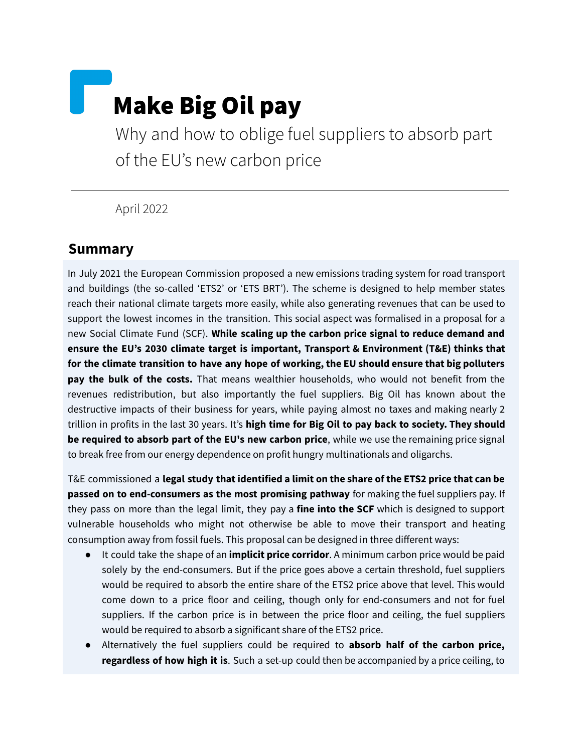# Make Big Oil pay

Why and how to oblige fuel suppliers to absorb part of the EU's new carbon price

April 2022

## Summary

In July 2021 the European Commission proposed a new emissions trading system for road transport and buildings (the so-called 'ETS2' or 'ETS BRT'). The scheme is designed to help member states reach their national climate targets more easily, while also generating revenues that can be used to support the lowest incomes in the transition. This social aspect was formalised in a proposal for a new Social Climate Fund (SCF). **While scaling up the carbon price signal to reduce demand and ensure the EU's 2030 climate target is important, Transport & Environment (T&E) thinks that for the climate transition to have any hope of working, the EU should ensure that big polluters pay the bulk of the costs.** That means wealthier households, who would not benefit from the revenues redistribution, but also importantly the fuel suppliers. Big Oil has known about the destructive impacts of their business for years, while paying almost no taxes and making nearly 2 trillion in profits in the last 30 years. It's **high time for Big Oil to pay back to society. They should be required to absorb part of the EU's new carbon price**, while we use the remaining price signal to break free from our energy dependence on profit hungry multinationals and oligarchs.

T&E commissioned a **legal study that identified a limit on the share of the ETS2 price that can be passed on to end-consumers as the most promising pathway** for making the fuel suppliers pay. If they pass on more than the legal limit, they pay a **fine into the SCF** which is designed to support vulnerable households who might not otherwise be able to move their transport and heating consumption away from fossil fuels. This proposal can be designed in three different ways:

- It could take the shape of an **implicit price corridor**. A minimum carbon price would be paid solely by the end-consumers. But if the price goes above a certain threshold, fuel suppliers would be required to absorb the entire share of the ETS2 price above that level. This would come down to a price floor and ceiling, though only for end-consumers and not for fuel suppliers. If the carbon price is in between the price floor and ceiling, the fuel suppliers would be required to absorb a significant share of the ETS2 price.
- Alternatively the fuel suppliers could be required to **absorb half of the carbon price, regardless of how high it is**. Such a set-up could then be accompanied by a price ceiling, to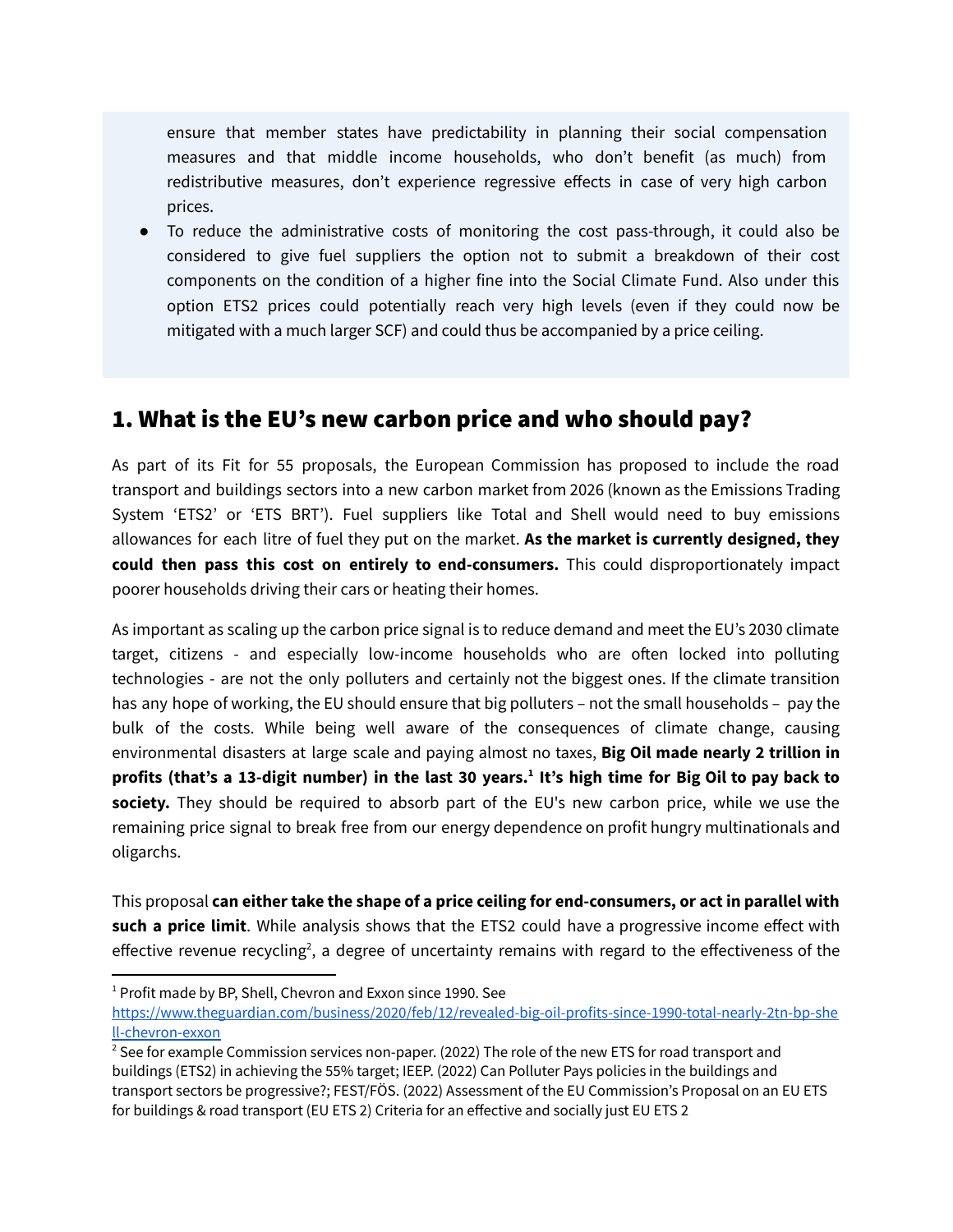ensure that member states have predictability in planning their social compensation measures and that middle income households, who don't benefit (as much) from redistributive measures, don't experience regressive effects in case of very high carbon prices.

- To reduce the administrative costs of monitoring the cost pass-through, it could also be considered to give fuel suppliers the option not to submit a breakdown of their cost components on the condition of a higher fine into the Social Climate Fund. Also under this option ETS2 prices could potentially reach very high levels (even if they could now be mitigated with a much larger SCF) and could thus be accompanied by a price ceiling.

## 1. What is the EU's new carbon price and who should pay?

As part of its Fit for 55 proposals, the European Commission has proposed to include the road transport and buildings sectors into a new carbon market from 2026 (known as the Emissions Trading System 'ETS2' or 'ETS BRT'). Fuel suppliers like Total and Shell would need to buy emissions allowances for each litre of fuel they put on the market. **As the market is currently designed, they could then pass this cost on entirely to end-consumers.** This could disproportionately impact poorer households driving their cars or heating their homes.

As important as scaling up the carbon price signal is to reduce demand and meet the EU's 2030 climate target, citizens - and especially low-income households who are often locked into polluting technologies - are not the only polluters and certainly not the biggest ones. If the climate transition has any hope of working, the EU should ensure that big polluters – not the small households – pay the bulk of the costs. While being well aware of the consequences of climate change, causing environmental disasters at large scale and paying almost no taxes, **Big Oil made nearly 2 trillion in profits (that's a 13-digit number) in the last 30 years.[1] It's high time for Big Oil to pay back to society.** They should be required to absorb part of the EU's new carbon price, while we use the remaining price signal to break free from our energy dependence on profit hungry multinationals and oligarchs.

This proposal **can either take the shape of a price ceiling for end-consumers, or act in parallel with such a price limit**. While analysis shows that the ETS2 could have a progressive income effect with effective revenue recycling[2], a degree of uncertainty remains with regard to the effectiveness of the

---

[1] Profit made by BP, Shell, Chevron and Exxon since 1990. See https://www.theguardian.com/business/2020/feb/12/revealed-big-oil-profits-since-1990-total-nearly-2tn-bp-shell-chevron-exxon

[2] See for example Commission services non-paper. (2022) The role of the new ETS for road transport and buildings (ETS2) in achieving the 55% target; IEEP. (2022) Can Polluter Pays policies in the buildings and transport sectors be progressive?; FEST/FÖS. (2022) Assessment of the EU Commission's Proposal on an EU ETS for buildings & road transport (EU ETS 2) Criteria for an effective and socially just EU ETS 2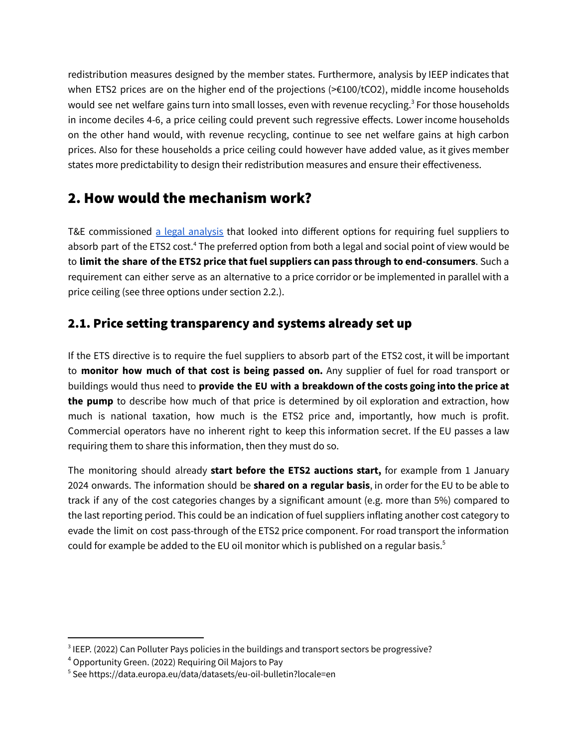redistribution measures designed by the member states. Furthermore, analysis by IEEP indicates that when ETS2 prices are on the higher end of the projections (>€100/tCO2), middle income households would see net welfare gains turn into small losses, even with revenue recycling.[3] For those households in income deciles 4-6, a price ceiling could prevent such regressive effects. Lower income households on the other hand would, with revenue recycling, continue to see net welfare gains at high carbon prices. Also for these households a price ceiling could however have added value, as it gives member states more predictability to design their redistribution measures and ensure their effectiveness.

## 2. How would the mechanism work?

T&E commissioned a legal analysis that looked into different options for requiring fuel suppliers to absorb part of the ETS2 cost.[4] The preferred option from both a legal and social point of view would be to **limit the share of the ETS2 price that fuel suppliers can pass through to end-consumers**. Such a requirement can either serve as an alternative to a price corridor or be implemented in parallel with a price ceiling (see three options under section 2.2.).

### 2.1. Price setting transparency and systems already set up

If the ETS directive is to require the fuel suppliers to absorb part of the ETS2 cost, it will be important to **monitor how much of that cost is being passed on.** Any supplier of fuel for road transport or buildings would thus need to **provide the EU with a breakdown of the costs going into the price at the pump** to describe how much of that price is determined by oil exploration and extraction, how much is national taxation, how much is the ETS2 price and, importantly, how much is profit. Commercial operators have no inherent right to keep this information secret. If the EU passes a law requiring them to share this information, then they must do so.

The monitoring should already **start before the ETS2 auctions start,** for example from 1 January 2024 onwards. The information should be **shared on a regular basis**, in order for the EU to be able to track if any of the cost categories changes by a significant amount (e.g. more than 5%) compared to the last reporting period. This could be an indication of fuel suppliers inflating another cost category to evade the limit on cost pass-through of the ETS2 price component. For road transport the information could for example be added to the EU oil monitor which is published on a regular basis.[5]

---

[3] IEEP. (2022) Can Polluter Pays policies in the buildings and transport sectors be progressive?

[4] Opportunity Green. (2022) Requiring Oil Majors to Pay

[5] See https://data.europa.eu/data/datasets/eu-oil-bulletin?locale=en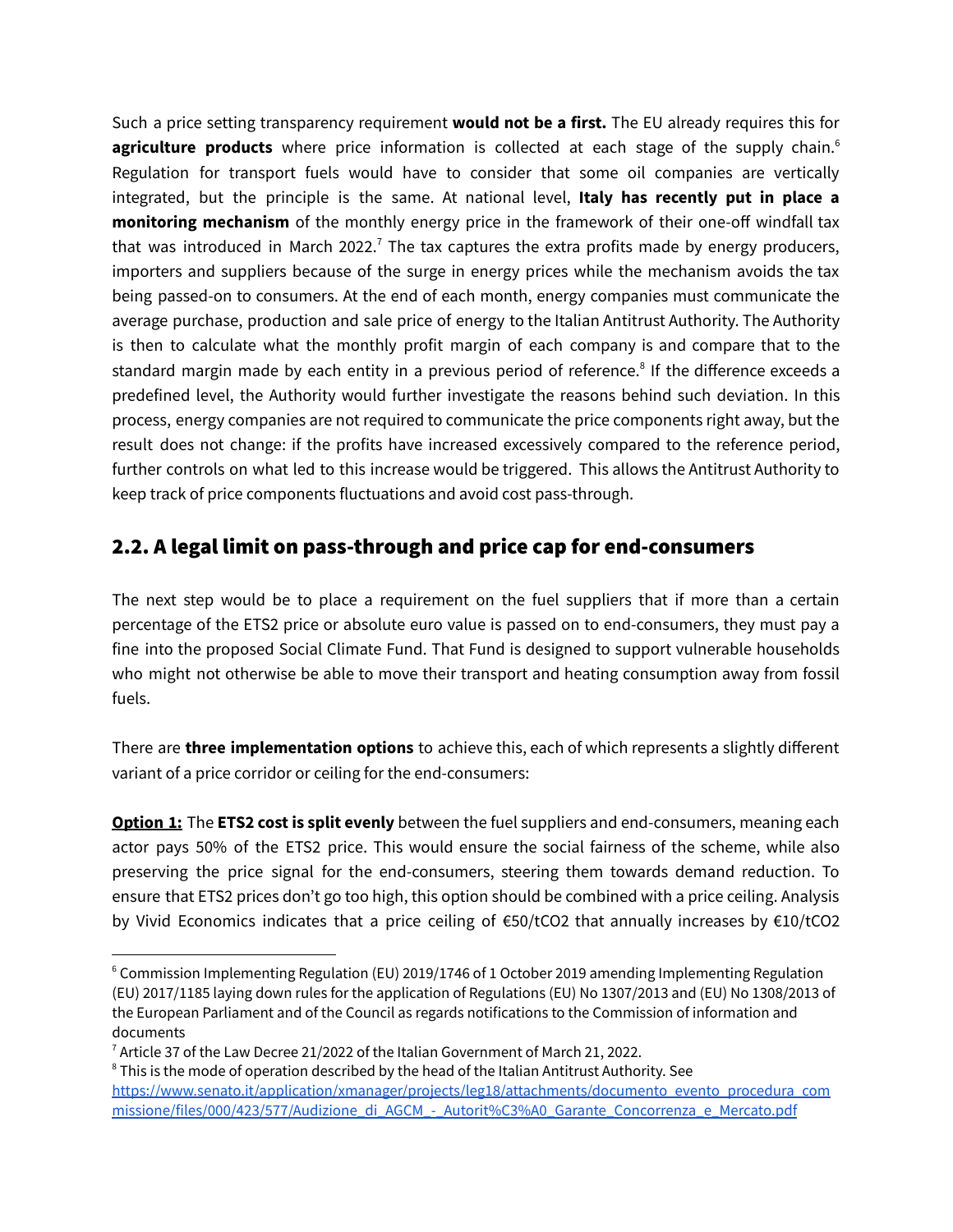Such a price setting transparency requirement **would not be a first.** The EU already requires this for **agriculture products** where price information is collected at each stage of the supply chain.[6] Regulation for transport fuels would have to consider that some oil companies are vertically integrated, but the principle is the same. At national level, **Italy has recently put in place a monitoring mechanism** of the monthly energy price in the framework of their one-off windfall tax that was introduced in March 2022.[7] The tax captures the extra profits made by energy producers, importers and suppliers because of the surge in energy prices while the mechanism avoids the tax being passed-on to consumers. At the end of each month, energy companies must communicate the average purchase, production and sale price of energy to the Italian Antitrust Authority. The Authority is then to calculate what the monthly profit margin of each company is and compare that to the standard margin made by each entity in a previous period of reference.[8] If the difference exceeds a predefined level, the Authority would further investigate the reasons behind such deviation. In this process, energy companies are not required to communicate the price components right away, but the result does not change: if the profits have increased excessively compared to the reference period, further controls on what led to this increase would be triggered. This allows the Antitrust Authority to keep track of price components fluctuations and avoid cost pass-through.

## 2.2. A legal limit on pass-through and price cap for end-consumers

The next step would be to place a requirement on the fuel suppliers that if more than a certain percentage of the ETS2 price or absolute euro value is passed on to end-consumers, they must pay a fine into the proposed Social Climate Fund. That Fund is designed to support vulnerable households who might not otherwise be able to move their transport and heating consumption away from fossil fuels.

There are **three implementation options** to achieve this, each of which represents a slightly different variant of a price corridor or ceiling for the end-consumers:

**<u>Option 1:</u>** The **ETS2 cost is split evenly** between the fuel suppliers and end-consumers, meaning each actor pays 50% of the ETS2 price. This would ensure the social fairness of the scheme, while also preserving the price signal for the end-consumers, steering them towards demand reduction. To ensure that ETS2 prices don't go too high, this option should be combined with a price ceiling. Analysis by Vivid Economics indicates that a price ceiling of €50/t$CO_2$ that annually increases by €10/t$CO_2$

---

[6] Commission Implementing Regulation (EU) 2019/1746 of 1 October 2019 amending Implementing Regulation (EU) 2017/1185 laying down rules for the application of Regulations (EU) No 1307/2013 and (EU) No 1308/2013 of the European Parliament and of the Council as regards notifications to the Commission of information and documents

[7] Article 37 of the Law Decree 21/2022 of the Italian Government of March 21, 2022.

[8] This is the mode of operation described by the head of the Italian Antitrust Authority. See https://www.senato.it/application/xmanager/projects/leg18/attachments/documento_evento_procedura_commissione/files/000/423/577/Audizione_di_AGCM_-_Autorit%C3%A0_Garante_Concorrenza_e_Mercato.pdf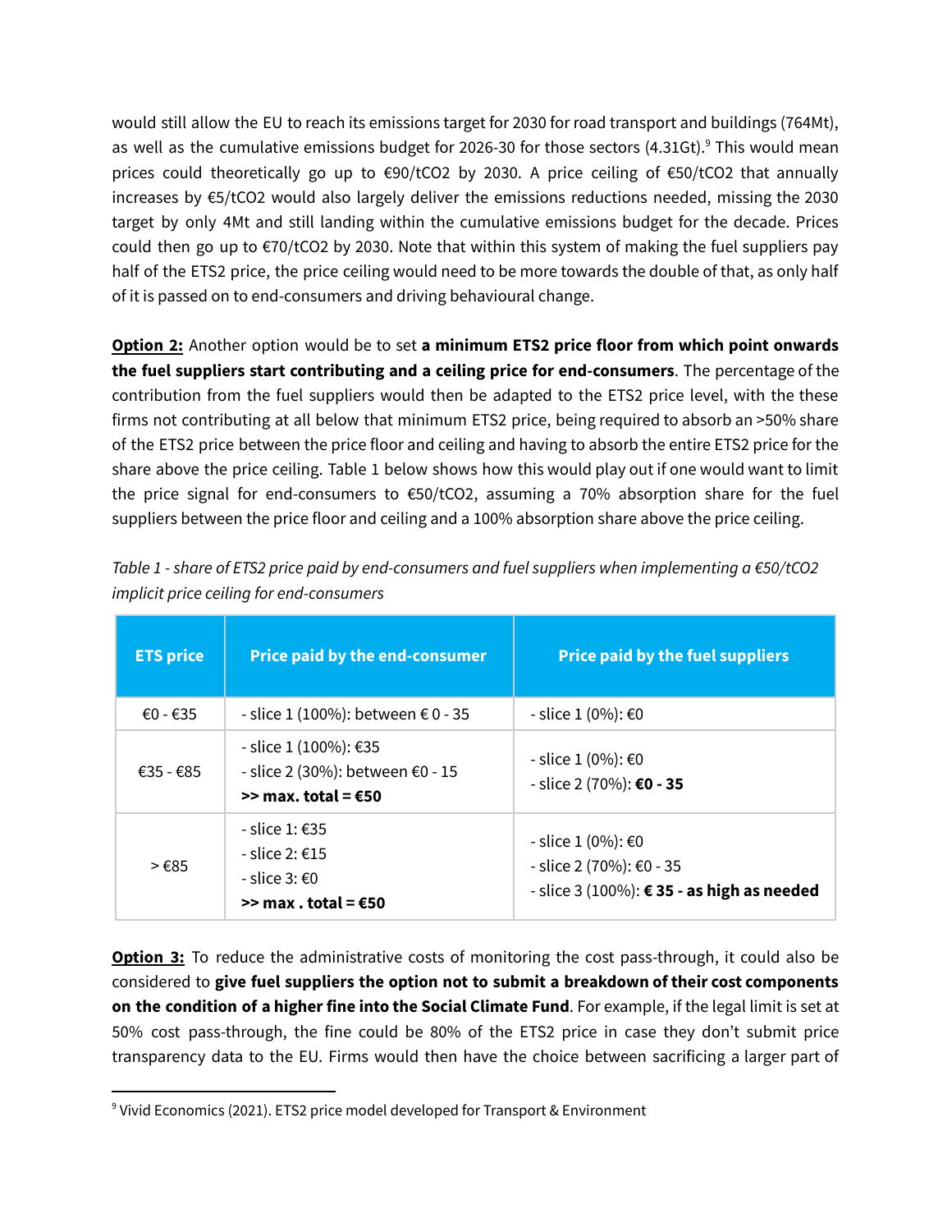would still allow the EU to reach its emissions target for 2030 for road transport and buildings (764Mt), as well as the cumulative emissions budget for 2026-30 for those sectors (4.31Gt).[9] This would mean prices could theoretically go up to €90/tCO2 by 2030. A price ceiling of €50/tCO2 that annually increases by €5/tCO2 would also largely deliver the emissions reductions needed, missing the 2030 target by only 4Mt and still landing within the cumulative emissions budget for the decade. Prices could then go up to €70/tCO2 by 2030. Note that within this system of making the fuel suppliers pay half of the ETS2 price, the price ceiling would need to be more towards the double of that, as only half of it is passed on to end-consumers and driving behavioural change.

**Option 2:** Another option would be to set **a minimum ETS2 price floor from which point onwards the fuel suppliers start contributing and a ceiling price for end-consumers**. The percentage of the contribution from the fuel suppliers would then be adapted to the ETS2 price level, with the these firms not contributing at all below that minimum ETS2 price, being required to absorb an >50% share of the ETS2 price between the price floor and ceiling and having to absorb the entire ETS2 price for the share above the price ceiling. Table 1 below shows how this would play out if one would want to limit the price signal for end-consumers to €50/tCO2, assuming a 70% absorption share for the fuel suppliers between the price floor and ceiling and a 100% absorption share above the price ceiling.

*Table 1 - share of ETS2 price paid by end-consumers and fuel suppliers when implementing a €50/tCO2 implicit price ceiling for end-consumers*

| ETS price | Price paid by the end-consumer | Price paid by the fuel suppliers |
|---|---|---|
| €0 - €35 | - slice 1 (100%): between € 0 - 35 | - slice 1 (0%): €0 |
| €35 - €85 | - slice 1 (100%): €35<br>- slice 2 (30%): between €0 - 15<br>**>> max. total = €50** | - slice 1 (0%): €0<br>- slice 2 (70%): **€0 - 35** |
| > €85 | - slice 1: €35<br>- slice 2: €15<br>- slice 3: €0<br>**>> max . total = €50** | - slice 1 (0%): €0<br>- slice 2 (70%): €0 - 35<br>- slice 3 (100%): **€ 35 - as high as needed** |

**Option 3:** To reduce the administrative costs of monitoring the cost pass-through, it could also be considered to **give fuel suppliers the option not to submit a breakdown of their cost components on the condition of a higher fine into the Social Climate Fund**. For example, if the legal limit is set at 50% cost pass-through, the fine could be 80% of the ETS2 price in case they don't submit price transparency data to the EU. Firms would then have the choice between sacrificing a larger part of

[9] Vivid Economics (2021). ETS2 price model developed for Transport & Environment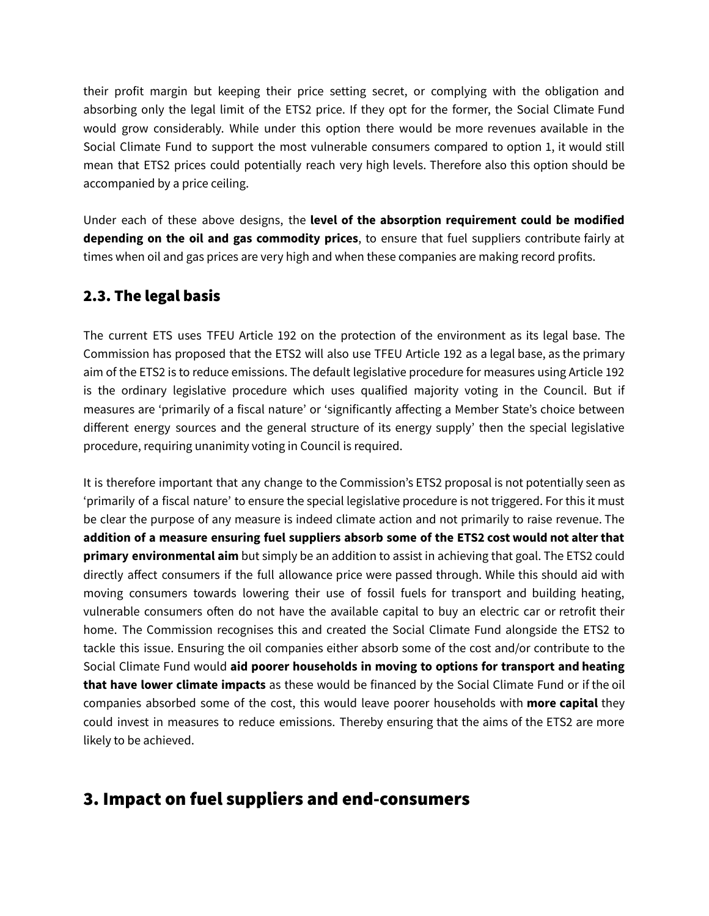their profit margin but keeping their price setting secret, or complying with the obligation and absorbing only the legal limit of the ETS2 price. If they opt for the former, the Social Climate Fund would grow considerably. While under this option there would be more revenues available in the Social Climate Fund to support the most vulnerable consumers compared to option 1, it would still mean that ETS2 prices could potentially reach very high levels. Therefore also this option should be accompanied by a price ceiling.

Under each of these above designs, the **level of the absorption requirement could be modified depending on the oil and gas commodity prices**, to ensure that fuel suppliers contribute fairly at times when oil and gas prices are very high and when these companies are making record profits.

## 2.3. The legal basis

The current ETS uses TFEU Article 192 on the protection of the environment as its legal base. The Commission has proposed that the ETS2 will also use TFEU Article 192 as a legal base, as the primary aim of the ETS2 is to reduce emissions. The default legislative procedure for measures using Article 192 is the ordinary legislative procedure which uses qualified majority voting in the Council. But if measures are 'primarily of a fiscal nature' or 'significantly affecting a Member State's choice between different energy sources and the general structure of its energy supply' then the special legislative procedure, requiring unanimity voting in Council is required.

It is therefore important that any change to the Commission's ETS2 proposal is not potentially seen as 'primarily of a fiscal nature' to ensure the special legislative procedure is not triggered. For this it must be clear the purpose of any measure is indeed climate action and not primarily to raise revenue. The **addition of a measure ensuring fuel suppliers absorb some of the ETS2 cost would not alter that primary environmental aim** but simply be an addition to assist in achieving that goal. The ETS2 could directly affect consumers if the full allowance price were passed through. While this should aid with moving consumers towards lowering their use of fossil fuels for transport and building heating, vulnerable consumers often do not have the available capital to buy an electric car or retrofit their home. The Commission recognises this and created the Social Climate Fund alongside the ETS2 to tackle this issue. Ensuring the oil companies either absorb some of the cost and/or contribute to the Social Climate Fund would **aid poorer households in moving to options for transport and heating that have lower climate impacts** as these would be financed by the Social Climate Fund or if the oil companies absorbed some of the cost, this would leave poorer households with **more capital** they could invest in measures to reduce emissions. Thereby ensuring that the aims of the ETS2 are more likely to be achieved.

# 3. Impact on fuel suppliers and end-consumers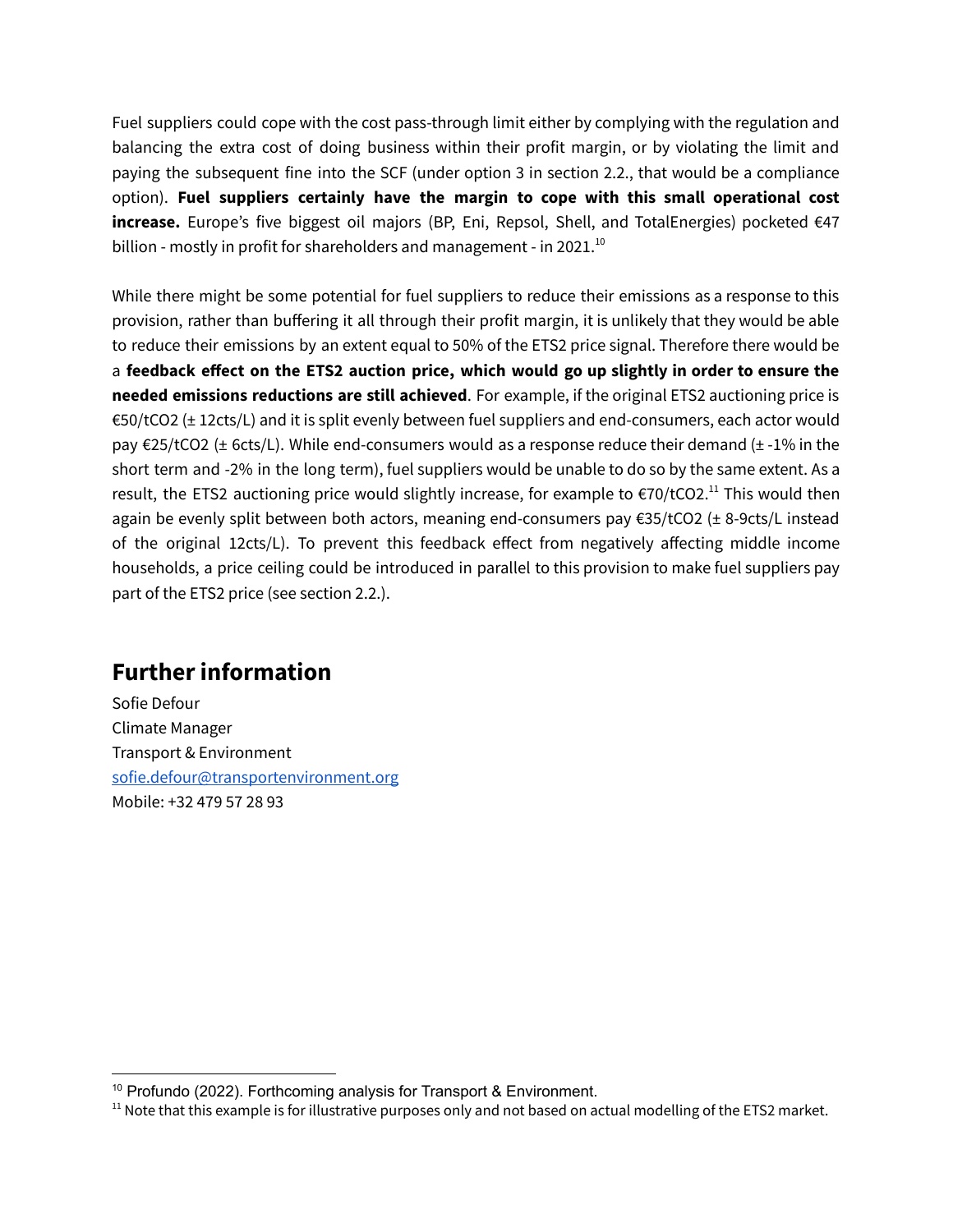Fuel suppliers could cope with the cost pass-through limit either by complying with the regulation and balancing the extra cost of doing business within their profit margin, or by violating the limit and paying the subsequent fine into the SCF (under option 3 in section 2.2., that would be a compliance option). **Fuel suppliers certainly have the margin to cope with this small operational cost increase.** Europe's five biggest oil majors (BP, Eni, Repsol, Shell, and TotalEnergies) pocketed €47 billion - mostly in profit for shareholders and management - in 2021.[10]

While there might be some potential for fuel suppliers to reduce their emissions as a response to this provision, rather than buffering it all through their profit margin, it is unlikely that they would be able to reduce their emissions by an extent equal to 50% of the ETS2 price signal. Therefore there would be a **feedback effect on the ETS2 auction price, which would go up slightly in order to ensure the needed emissions reductions are still achieved**. For example, if the original ETS2 auctioning price is €50/tCO2 (± 12cts/L) and it is split evenly between fuel suppliers and end-consumers, each actor would pay €25/tCO2 (± 6cts/L). While end-consumers would as a response reduce their demand (± -1% in the short term and -2% in the long term), fuel suppliers would be unable to do so by the same extent. As a result, the ETS2 auctioning price would slightly increase, for example to €70/tCO2.[11] This would then again be evenly split between both actors, meaning end-consumers pay €35/tCO2 (± 8-9cts/L instead of the original 12cts/L). To prevent this feedback effect from negatively affecting middle income households, a price ceiling could be introduced in parallel to this provision to make fuel suppliers pay part of the ETS2 price (see section 2.2.).

## Further information

Sofie Defour
Climate Manager
Transport & Environment
sofie.defour@transportenvironment.org
Mobile: +32 479 57 28 93

---

[10] Profundo (2022). Forthcoming analysis for Transport & Environment.

[11] Note that this example is for illustrative purposes only and not based on actual modelling of the ETS2 market.